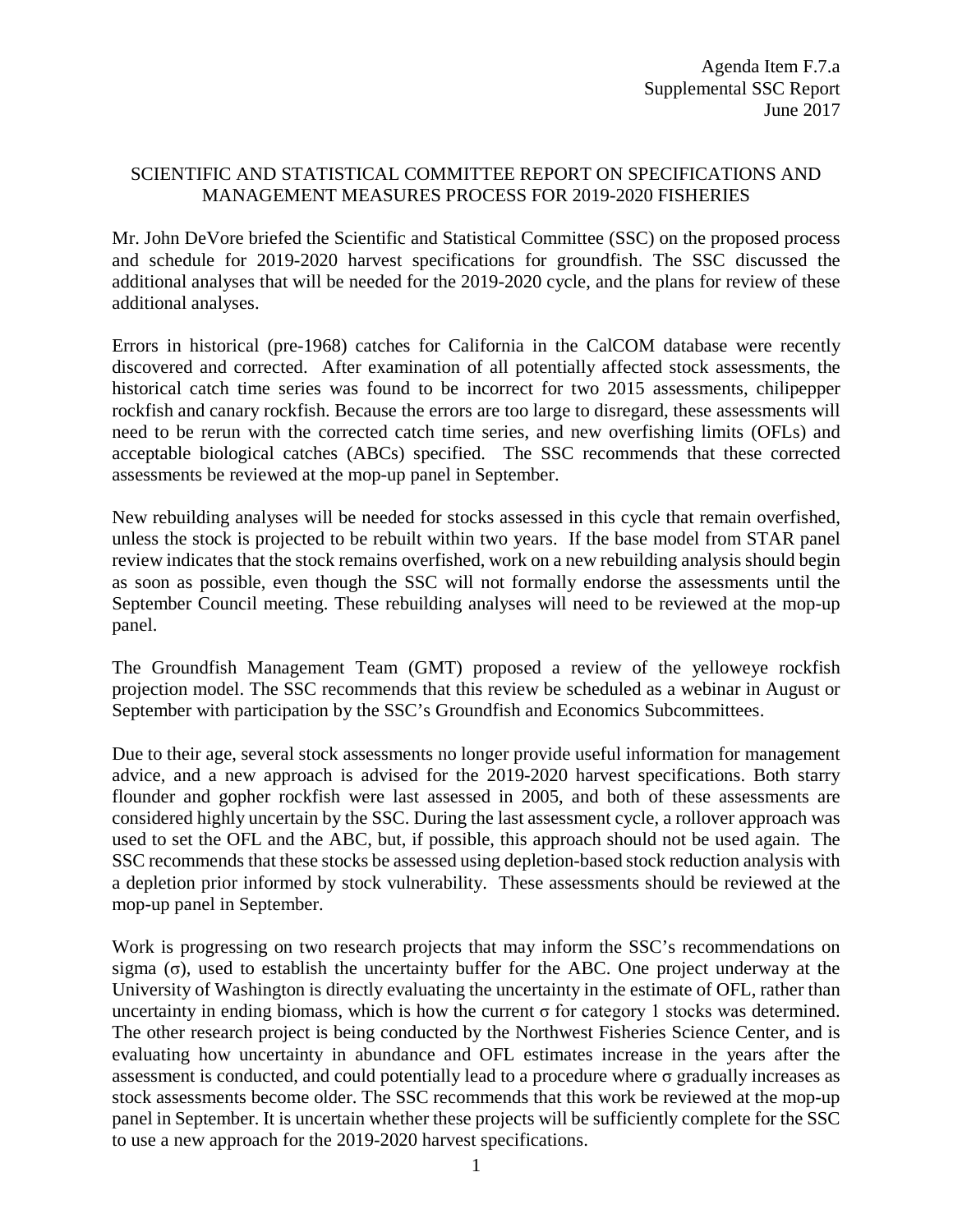Agenda Item F.7.a
Supplemental SSC Report
June 2017

# SCIENTIFIC AND STATISTICAL COMMITTEE REPORT ON SPECIFICATIONS AND MANAGEMENT MEASURES PROCESS FOR 2019-2020 FISHERIES

Mr. John DeVore briefed the Scientific and Statistical Committee (SSC) on the proposed process and schedule for 2019-2020 harvest specifications for groundfish. The SSC discussed the additional analyses that will be needed for the 2019-2020 cycle, and the plans for review of these additional analyses.

Errors in historical (pre-1968) catches for California in the CalCOM database were recently discovered and corrected. After examination of all potentially affected stock assessments, the historical catch time series was found to be incorrect for two 2015 assessments, chilipepper rockfish and canary rockfish. Because the errors are too large to disregard, these assessments will need to be rerun with the corrected catch time series, and new overfishing limits (OFLs) and acceptable biological catches (ABCs) specified. The SSC recommends that these corrected assessments be reviewed at the mop-up panel in September.

New rebuilding analyses will be needed for stocks assessed in this cycle that remain overfished, unless the stock is projected to be rebuilt within two years. If the base model from STAR panel review indicates that the stock remains overfished, work on a new rebuilding analysis should begin as soon as possible, even though the SSC will not formally endorse the assessments until the September Council meeting. These rebuilding analyses will need to be reviewed at the mop-up panel.

The Groundfish Management Team (GMT) proposed a review of the yelloweye rockfish projection model. The SSC recommends that this review be scheduled as a webinar in August or September with participation by the SSC's Groundfish and Economics Subcommittees.

Due to their age, several stock assessments no longer provide useful information for management advice, and a new approach is advised for the 2019-2020 harvest specifications. Both starry flounder and gopher rockfish were last assessed in 2005, and both of these assessments are considered highly uncertain by the SSC. During the last assessment cycle, a rollover approach was used to set the OFL and the ABC, but, if possible, this approach should not be used again. The SSC recommends that these stocks be assessed using depletion-based stock reduction analysis with a depletion prior informed by stock vulnerability. These assessments should be reviewed at the mop-up panel in September.

Work is progressing on two research projects that may inform the SSC's recommendations on sigma ($\sigma$), used to establish the uncertainty buffer for the ABC. One project underway at the University of Washington is directly evaluating the uncertainty in the estimate of OFL, rather than uncertainty in ending biomass, which is how the current $\sigma$ for category 1 stocks was determined. The other research project is being conducted by the Northwest Fisheries Science Center, and is evaluating how uncertainty in abundance and OFL estimates increase in the years after the assessment is conducted, and could potentially lead to a procedure where $\sigma$ gradually increases as stock assessments become older. The SSC recommends that this work be reviewed at the mop-up panel in September. It is uncertain whether these projects will be sufficiently complete for the SSC to use a new approach for the 2019-2020 harvest specifications.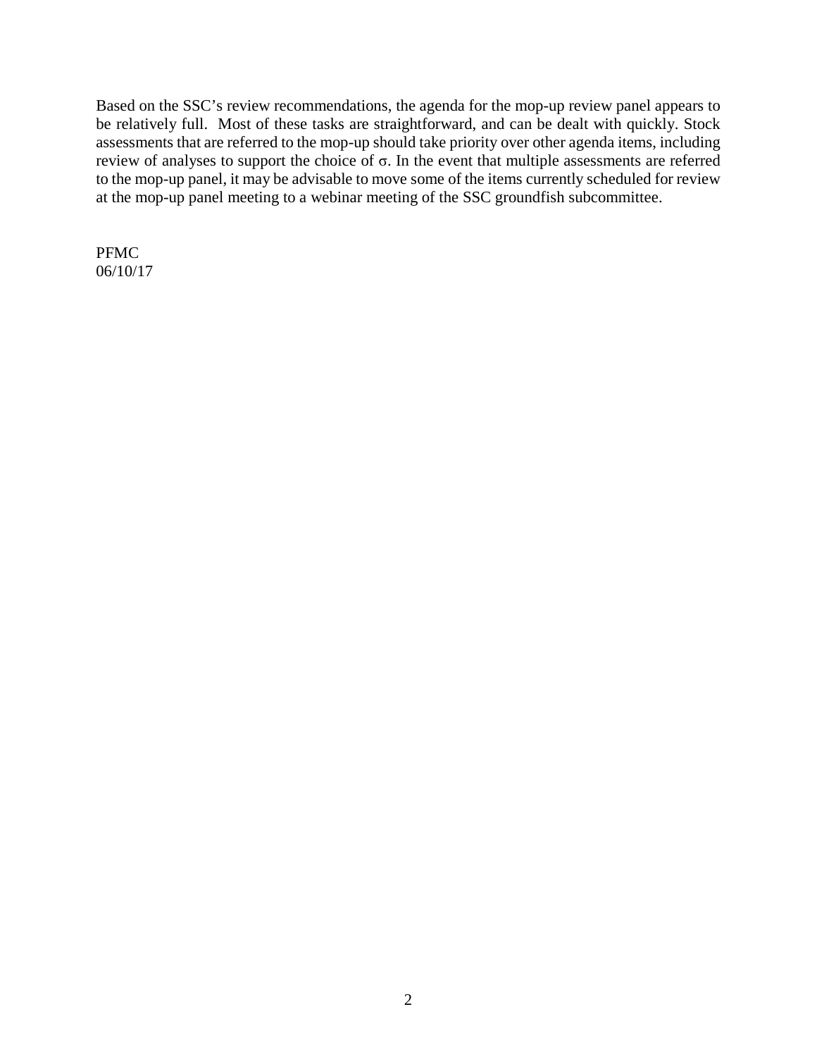Based on the SSC's review recommendations, the agenda for the mop-up review panel appears to be relatively full. Most of these tasks are straightforward, and can be dealt with quickly. Stock assessments that are referred to the mop-up should take priority over other agenda items, including review of analyses to support the choice of $\sigma$. In the event that multiple assessments are referred to the mop-up panel, it may be advisable to move some of the items currently scheduled for review at the mop-up panel meeting to a webinar meeting of the SSC groundfish subcommittee.

PFMC
06/10/17